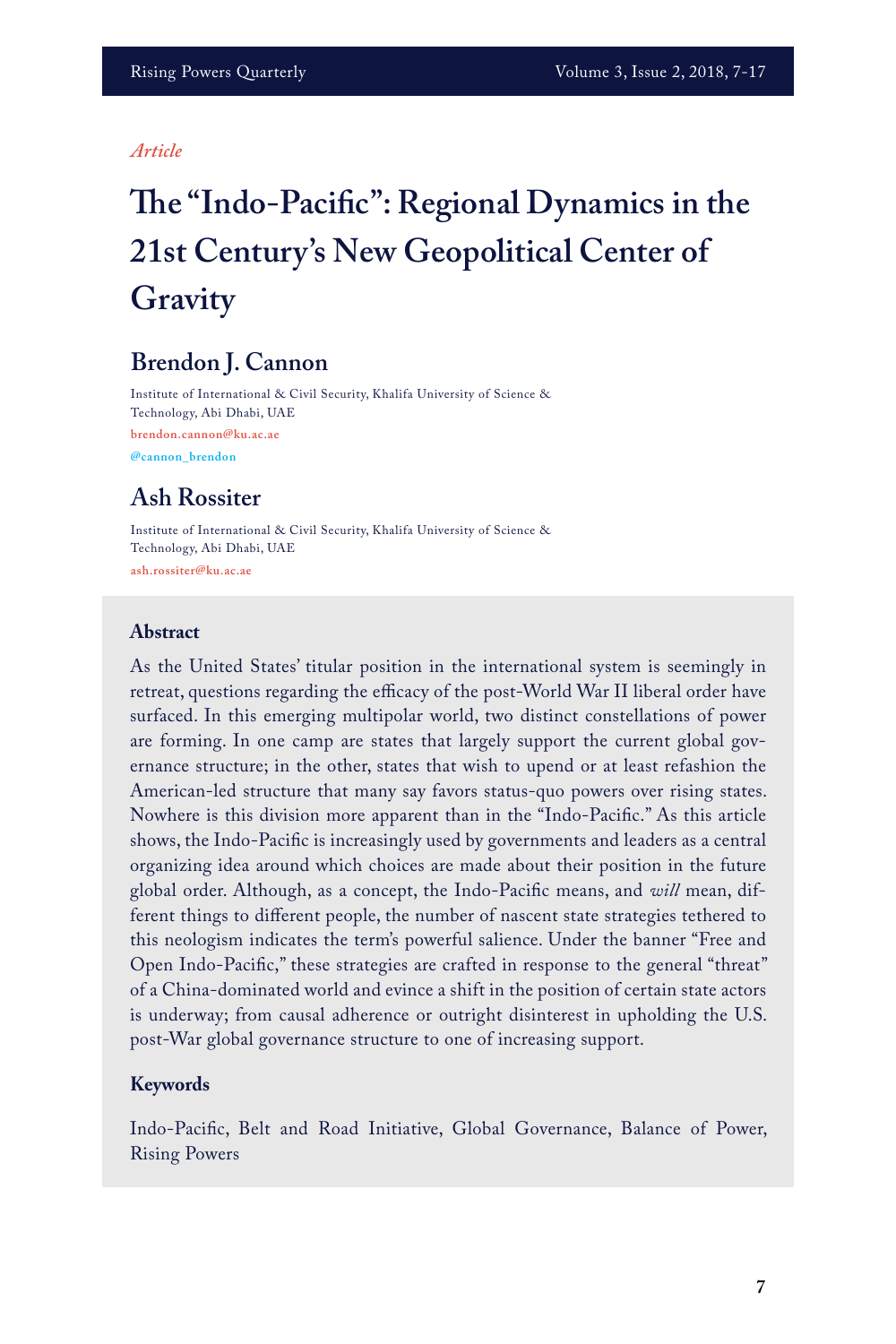*Article*

# The "Indo-Pacific": Regional Dynamics in the 21st Century's New Geopolitical Center of Gravity

## Brendon J. Cannon

Institute of International & Civil Security, Khalifa University of Science & Technology, Abi Dhabi, UAE

brendon.cannon@ku.ac.ae

@cannon_brendon

## Ash Rossiter

Institute of International & Civil Security, Khalifa University of Science & Technology, Abi Dhabi, UAE

ash.rossiter@ku.ac.ae

### Abstract

As the United States' titular position in the international system is seemingly in retreat, questions regarding the efficacy of the post-World War II liberal order have surfaced. In this emerging multipolar world, two distinct constellations of power are forming. In one camp are states that largely support the current global governance structure; in the other, states that wish to upend or at least refashion the American-led structure that many say favors status-quo powers over rising states. Nowhere is this division more apparent than in the "Indo-Pacific." As this article shows, the Indo-Pacific is increasingly used by governments and leaders as a central organizing idea around which choices are made about their position in the future global order. Although, as a concept, the Indo-Pacific means, and *will* mean, different things to different people, the number of nascent state strategies tethered to this neologism indicates the term's powerful salience. Under the banner "Free and Open Indo-Pacific," these strategies are crafted in response to the general "threat" of a China-dominated world and evince a shift in the position of certain state actors is underway; from causal adherence or outright disinterest in upholding the U.S. post-War global governance structure to one of increasing support.

### Keywords

Indo-Pacific, Belt and Road Initiative, Global Governance, Balance of Power, Rising Powers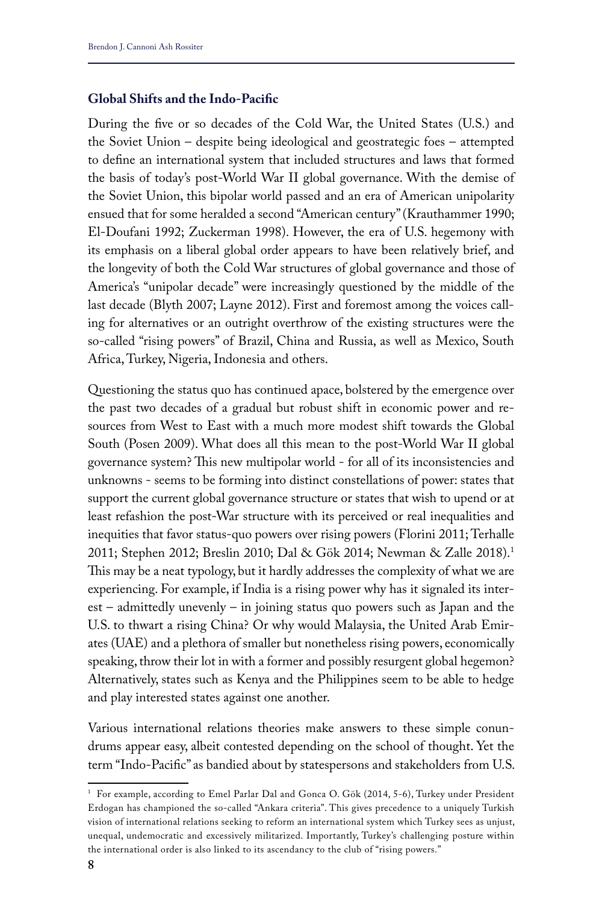## Global Shifts and the Indo-Pacific

During the five or so decades of the Cold War, the United States (U.S.) and the Soviet Union – despite being ideological and geostrategic foes – attempted to define an international system that included structures and laws that formed the basis of today's post-World War II global governance. With the demise of the Soviet Union, this bipolar world passed and an era of American unipolarity ensued that for some heralded a second "American century" (Krauthammer 1990; El-Doufani 1992; Zuckerman 1998). However, the era of U.S. hegemony with its emphasis on a liberal global order appears to have been relatively brief, and the longevity of both the Cold War structures of global governance and those of America's "unipolar decade" were increasingly questioned by the middle of the last decade (Blyth 2007; Layne 2012). First and foremost among the voices calling for alternatives or an outright overthrow of the existing structures were the so-called "rising powers" of Brazil, China and Russia, as well as Mexico, South Africa, Turkey, Nigeria, Indonesia and others.

Questioning the status quo has continued apace, bolstered by the emergence over the past two decades of a gradual but robust shift in economic power and resources from West to East with a much more modest shift towards the Global South (Posen 2009). What does all this mean to the post-World War II global governance system? This new multipolar world - for all of its inconsistencies and unknowns - seems to be forming into distinct constellations of power: states that support the current global governance structure or states that wish to upend or at least refashion the post-War structure with its perceived or real inequalities and inequities that favor status-quo powers over rising powers (Florini 2011; Terhalle 2011; Stephen 2012; Breslin 2010; Dal & Gök 2014; Newman & Zalle 2018).[1] This may be a neat typology, but it hardly addresses the complexity of what we are experiencing. For example, if India is a rising power why has it signaled its interest – admittedly unevenly – in joining status quo powers such as Japan and the U.S. to thwart a rising China? Or why would Malaysia, the United Arab Emirates (UAE) and a plethora of smaller but nonetheless rising powers, economically speaking, throw their lot in with a former and possibly resurgent global hegemon? Alternatively, states such as Kenya and the Philippines seem to be able to hedge and play interested states against one another.

Various international relations theories make answers to these simple conundrums appear easy, albeit contested depending on the school of thought. Yet the term "Indo-Pacific" as bandied about by statespersons and stakeholders from U.S.

[1] For example, according to Emel Parlar Dal and Gonca O. Gök (2014, 5-6), Turkey under President Erdogan has championed the so-called "Ankara criteria". This gives precedence to a uniquely Turkish vision of international relations seeking to reform an international system which Turkey sees as unjust, unequal, undemocratic and excessively militarized. Importantly, Turkey's challenging posture within the international order is also linked to its ascendancy to the club of "rising powers."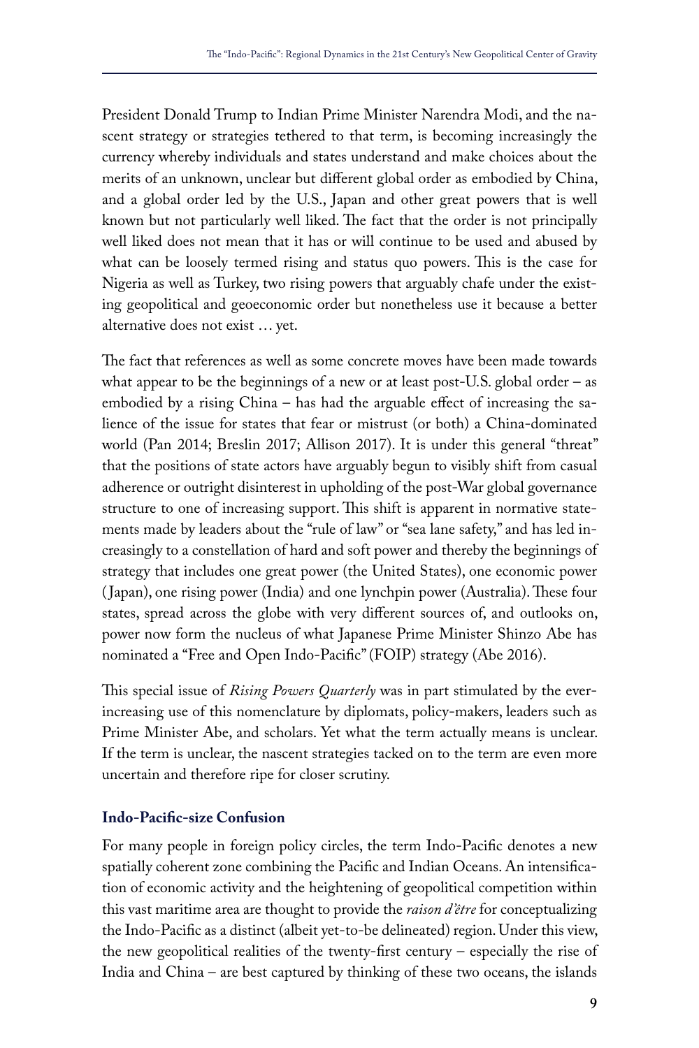President Donald Trump to Indian Prime Minister Narendra Modi, and the nascent strategy or strategies tethered to that term, is becoming increasingly the currency whereby individuals and states understand and make choices about the merits of an unknown, unclear but different global order as embodied by China, and a global order led by the U.S., Japan and other great powers that is well known but not particularly well liked. The fact that the order is not principally well liked does not mean that it has or will continue to be used and abused by what can be loosely termed rising and status quo powers. This is the case for Nigeria as well as Turkey, two rising powers that arguably chafe under the existing geopolitical and geoeconomic order but nonetheless use it because a better alternative does not exist … yet.

The fact that references as well as some concrete moves have been made towards what appear to be the beginnings of a new or at least post-U.S. global order – as embodied by a rising China – has had the arguable effect of increasing the salience of the issue for states that fear or mistrust (or both) a China-dominated world (Pan 2014; Breslin 2017; Allison 2017). It is under this general "threat" that the positions of state actors have arguably begun to visibly shift from casual adherence or outright disinterest in upholding of the post-War global governance structure to one of increasing support. This shift is apparent in normative statements made by leaders about the "rule of law" or "sea lane safety," and has led increasingly to a constellation of hard and soft power and thereby the beginnings of strategy that includes one great power (the United States), one economic power (Japan), one rising power (India) and one lynchpin power (Australia). These four states, spread across the globe with very different sources of, and outlooks on, power now form the nucleus of what Japanese Prime Minister Shinzo Abe has nominated a "Free and Open Indo-Pacific" (FOIP) strategy (Abe 2016).

This special issue of *Rising Powers Quarterly* was in part stimulated by the ever-increasing use of this nomenclature by diplomats, policy-makers, leaders such as Prime Minister Abe, and scholars. Yet what the term actually means is unclear. If the term is unclear, the nascent strategies tacked on to the term are even more uncertain and therefore ripe for closer scrutiny.

## Indo-Pacific-size Confusion

For many people in foreign policy circles, the term Indo-Pacific denotes a new spatially coherent zone combining the Pacific and Indian Oceans. An intensification of economic activity and the heightening of geopolitical competition within this vast maritime area are thought to provide the *raison d'être* for conceptualizing the Indo-Pacific as a distinct (albeit yet-to-be delineated) region. Under this view, the new geopolitical realities of the twenty-first century – especially the rise of India and China – are best captured by thinking of these two oceans, the islands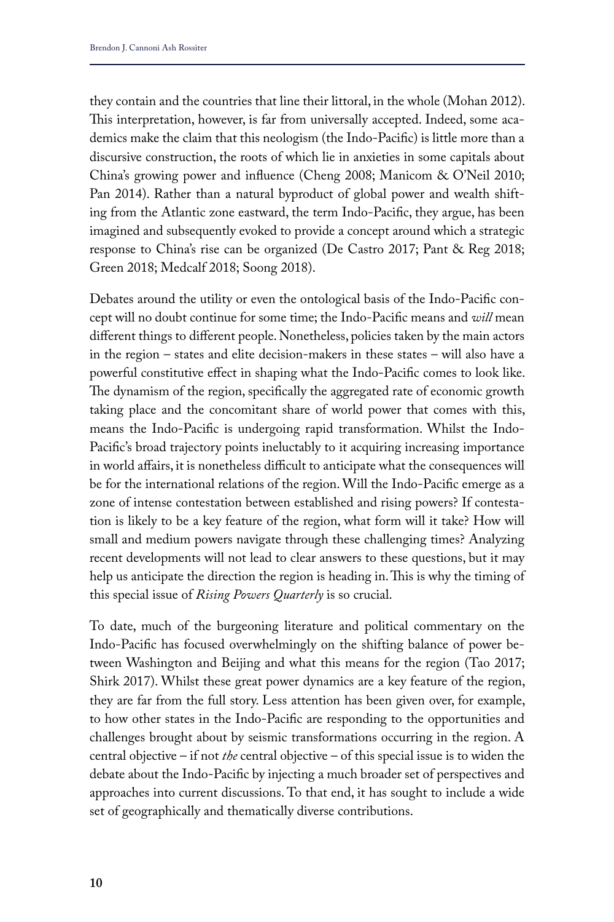they contain and the countries that line their littoral, in the whole (Mohan 2012). This interpretation, however, is far from universally accepted. Indeed, some academics make the claim that this neologism (the Indo-Pacific) is little more than a discursive construction, the roots of which lie in anxieties in some capitals about China's growing power and influence (Cheng 2008; Manicom & O'Neil 2010; Pan 2014). Rather than a natural byproduct of global power and wealth shifting from the Atlantic zone eastward, the term Indo-Pacific, they argue, has been imagined and subsequently evoked to provide a concept around which a strategic response to China's rise can be organized (De Castro 2017; Pant & Reg 2018; Green 2018; Medcalf 2018; Soong 2018).

Debates around the utility or even the ontological basis of the Indo-Pacific concept will no doubt continue for some time; the Indo-Pacific means and *will* mean different things to different people. Nonetheless, policies taken by the main actors in the region – states and elite decision-makers in these states – will also have a powerful constitutive effect in shaping what the Indo-Pacific comes to look like. The dynamism of the region, specifically the aggregated rate of economic growth taking place and the concomitant share of world power that comes with this, means the Indo-Pacific is undergoing rapid transformation. Whilst the Indo-Pacific's broad trajectory points ineluctably to it acquiring increasing importance in world affairs, it is nonetheless difficult to anticipate what the consequences will be for the international relations of the region. Will the Indo-Pacific emerge as a zone of intense contestation between established and rising powers? If contestation is likely to be a key feature of the region, what form will it take? How will small and medium powers navigate through these challenging times? Analyzing recent developments will not lead to clear answers to these questions, but it may help us anticipate the direction the region is heading in. This is why the timing of this special issue of *Rising Powers Quarterly* is so crucial.

To date, much of the burgeoning literature and political commentary on the Indo-Pacific has focused overwhelmingly on the shifting balance of power between Washington and Beijing and what this means for the region (Tao 2017; Shirk 2017). Whilst these great power dynamics are a key feature of the region, they are far from the full story. Less attention has been given over, for example, to how other states in the Indo-Pacific are responding to the opportunities and challenges brought about by seismic transformations occurring in the region. A central objective – if not *the* central objective – of this special issue is to widen the debate about the Indo-Pacific by injecting a much broader set of perspectives and approaches into current discussions. To that end, it has sought to include a wide set of geographically and thematically diverse contributions.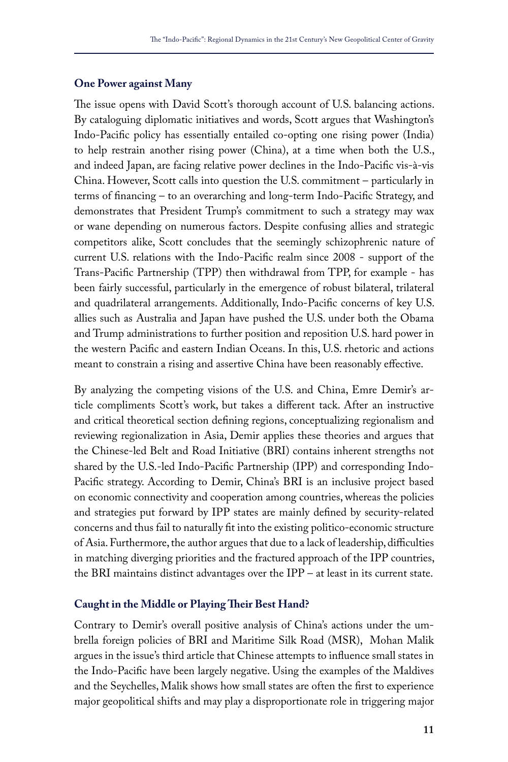## One Power against Many

The issue opens with David Scott's thorough account of U.S. balancing actions. By cataloguing diplomatic initiatives and words, Scott argues that Washington's Indo-Pacific policy has essentially entailed co-opting one rising power (India) to help restrain another rising power (China), at a time when both the U.S., and indeed Japan, are facing relative power declines in the Indo-Pacific vis-à-vis China. However, Scott calls into question the U.S. commitment – particularly in terms of financing – to an overarching and long-term Indo-Pacific Strategy, and demonstrates that President Trump's commitment to such a strategy may wax or wane depending on numerous factors. Despite confusing allies and strategic competitors alike, Scott concludes that the seemingly schizophrenic nature of current U.S. relations with the Indo-Pacific realm since 2008 - support of the Trans-Pacific Partnership (TPP) then withdrawal from TPP, for example - has been fairly successful, particularly in the emergence of robust bilateral, trilateral and quadrilateral arrangements. Additionally, Indo-Pacific concerns of key U.S. allies such as Australia and Japan have pushed the U.S. under both the Obama and Trump administrations to further position and reposition U.S. hard power in the western Pacific and eastern Indian Oceans. In this, U.S. rhetoric and actions meant to constrain a rising and assertive China have been reasonably effective.

By analyzing the competing visions of the U.S. and China, Emre Demir's article compliments Scott's work, but takes a different tack. After an instructive and critical theoretical section defining regions, conceptualizing regionalism and reviewing regionalization in Asia, Demir applies these theories and argues that the Chinese-led Belt and Road Initiative (BRI) contains inherent strengths not shared by the U.S.-led Indo-Pacific Partnership (IPP) and corresponding Indo-Pacific strategy. According to Demir, China's BRI is an inclusive project based on economic connectivity and cooperation among countries, whereas the policies and strategies put forward by IPP states are mainly defined by security-related concerns and thus fail to naturally fit into the existing politico-economic structure of Asia. Furthermore, the author argues that due to a lack of leadership, difficulties in matching diverging priorities and the fractured approach of the IPP countries, the BRI maintains distinct advantages over the IPP – at least in its current state.

## Caught in the Middle or Playing Their Best Hand?

Contrary to Demir's overall positive analysis of China's actions under the umbrella foreign policies of BRI and Maritime Silk Road (MSR), Mohan Malik argues in the issue's third article that Chinese attempts to influence small states in the Indo-Pacific have been largely negative. Using the examples of the Maldives and the Seychelles, Malik shows how small states are often the first to experience major geopolitical shifts and may play a disproportionate role in triggering major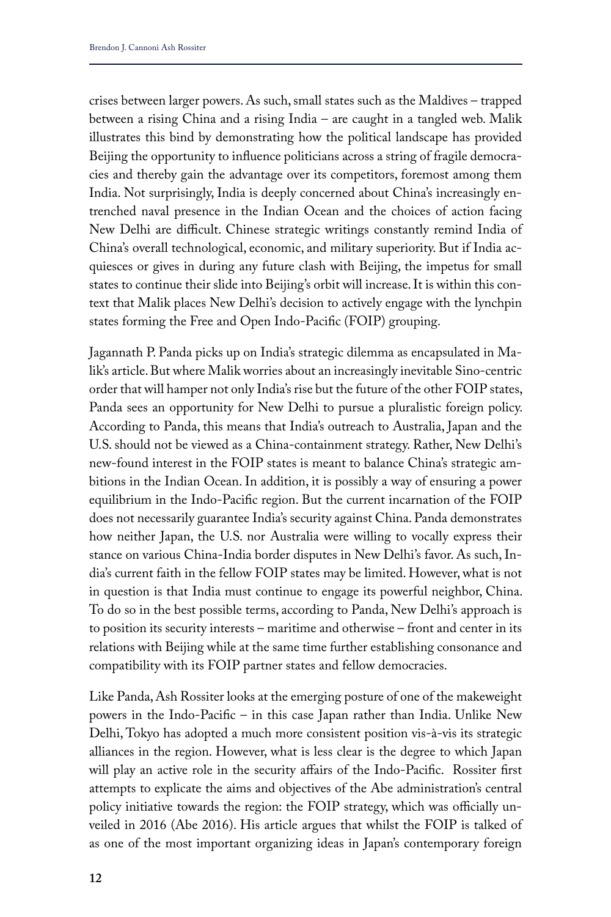crises between larger powers. As such, small states such as the Maldives – trapped between a rising China and a rising India – are caught in a tangled web. Malik illustrates this bind by demonstrating how the political landscape has provided Beijing the opportunity to influence politicians across a string of fragile democracies and thereby gain the advantage over its competitors, foremost among them India. Not surprisingly, India is deeply concerned about China's increasingly entrenched naval presence in the Indian Ocean and the choices of action facing New Delhi are difficult. Chinese strategic writings constantly remind India of China's overall technological, economic, and military superiority. But if India acquiesces or gives in during any future clash with Beijing, the impetus for small states to continue their slide into Beijing's orbit will increase. It is within this context that Malik places New Delhi's decision to actively engage with the lynchpin states forming the Free and Open Indo-Pacific (FOIP) grouping.

Jagannath P. Panda picks up on India's strategic dilemma as encapsulated in Malik's article. But where Malik worries about an increasingly inevitable Sino-centric order that will hamper not only India's rise but the future of the other FOIP states, Panda sees an opportunity for New Delhi to pursue a pluralistic foreign policy. According to Panda, this means that India's outreach to Australia, Japan and the U.S. should not be viewed as a China-containment strategy. Rather, New Delhi's new-found interest in the FOIP states is meant to balance China's strategic ambitions in the Indian Ocean. In addition, it is possibly a way of ensuring a power equilibrium in the Indo-Pacific region. But the current incarnation of the FOIP does not necessarily guarantee India's security against China. Panda demonstrates how neither Japan, the U.S. nor Australia were willing to vocally express their stance on various China-India border disputes in New Delhi's favor. As such, India's current faith in the fellow FOIP states may be limited. However, what is not in question is that India must continue to engage its powerful neighbor, China. To do so in the best possible terms, according to Panda, New Delhi's approach is to position its security interests – maritime and otherwise – front and center in its relations with Beijing while at the same time further establishing consonance and compatibility with its FOIP partner states and fellow democracies.

Like Panda, Ash Rossiter looks at the emerging posture of one of the makeweight powers in the Indo-Pacific – in this case Japan rather than India. Unlike New Delhi, Tokyo has adopted a much more consistent position vis-à-vis its strategic alliances in the region. However, what is less clear is the degree to which Japan will play an active role in the security affairs of the Indo-Pacific. Rossiter first attempts to explicate the aims and objectives of the Abe administration's central policy initiative towards the region: the FOIP strategy, which was officially unveiled in 2016 (Abe 2016). His article argues that whilst the FOIP is talked of as one of the most important organizing ideas in Japan's contemporary foreign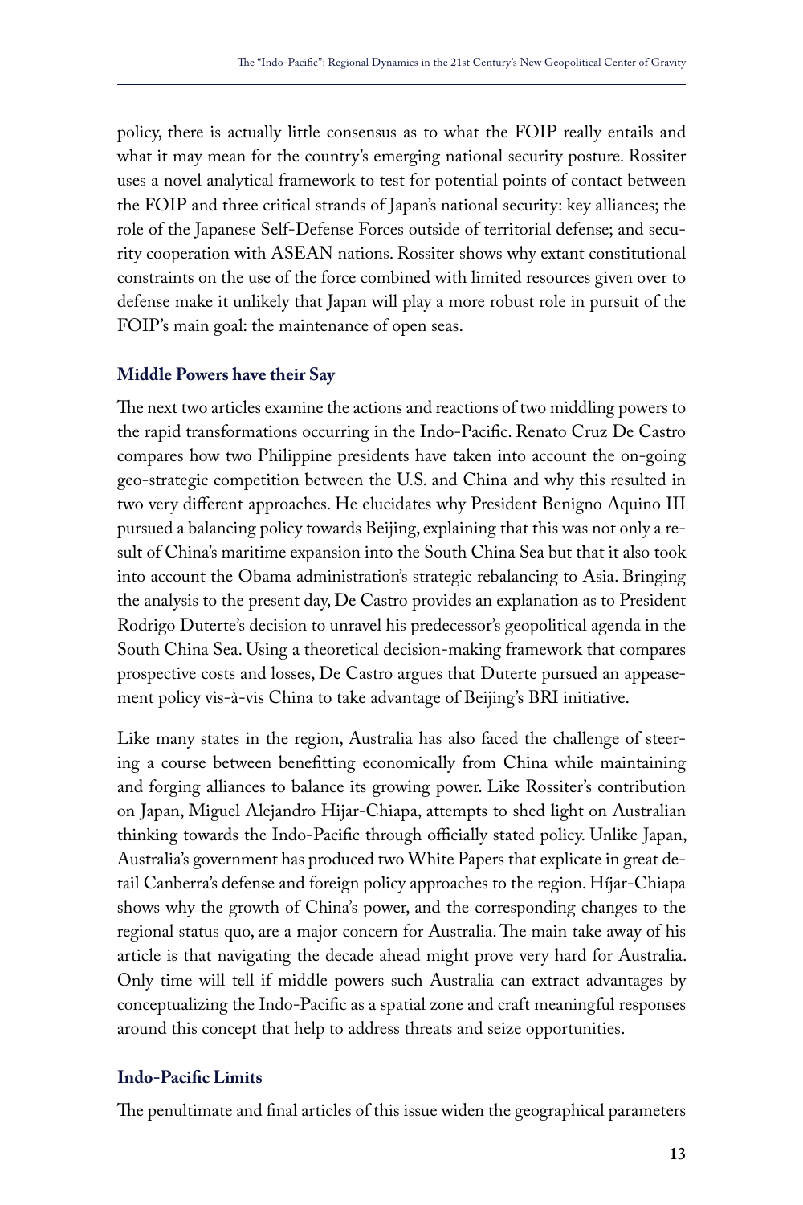policy, there is actually little consensus as to what the FOIP really entails and what it may mean for the country's emerging national security posture. Rossiter uses a novel analytical framework to test for potential points of contact between the FOIP and three critical strands of Japan's national security: key alliances; the role of the Japanese Self-Defense Forces outside of territorial defense; and security cooperation with ASEAN nations. Rossiter shows why extant constitutional constraints on the use of the force combined with limited resources given over to defense make it unlikely that Japan will play a more robust role in pursuit of the FOIP's main goal: the maintenance of open seas.

### Middle Powers have their Say

The next two articles examine the actions and reactions of two middling powers to the rapid transformations occurring in the Indo-Pacific. Renato Cruz De Castro compares how two Philippine presidents have taken into account the on-going geo-strategic competition between the U.S. and China and why this resulted in two very different approaches. He elucidates why President Benigno Aquino III pursued a balancing policy towards Beijing, explaining that this was not only a result of China's maritime expansion into the South China Sea but that it also took into account the Obama administration's strategic rebalancing to Asia. Bringing the analysis to the present day, De Castro provides an explanation as to President Rodrigo Duterte's decision to unravel his predecessor's geopolitical agenda in the South China Sea. Using a theoretical decision-making framework that compares prospective costs and losses, De Castro argues that Duterte pursued an appeasement policy vis-à-vis China to take advantage of Beijing's BRI initiative.

Like many states in the region, Australia has also faced the challenge of steering a course between benefitting economically from China while maintaining and forging alliances to balance its growing power. Like Rossiter's contribution on Japan, Miguel Alejandro Hijar-Chiapa, attempts to shed light on Australian thinking towards the Indo-Pacific through officially stated policy. Unlike Japan, Australia's government has produced two White Papers that explicate in great detail Canberra's defense and foreign policy approaches to the region. Híjar-Chiapa shows why the growth of China's power, and the corresponding changes to the regional status quo, are a major concern for Australia. The main take away of his article is that navigating the decade ahead might prove very hard for Australia. Only time will tell if middle powers such Australia can extract advantages by conceptualizing the Indo-Pacific as a spatial zone and craft meaningful responses around this concept that help to address threats and seize opportunities.

### Indo-Pacific Limits

The penultimate and final articles of this issue widen the geographical parameters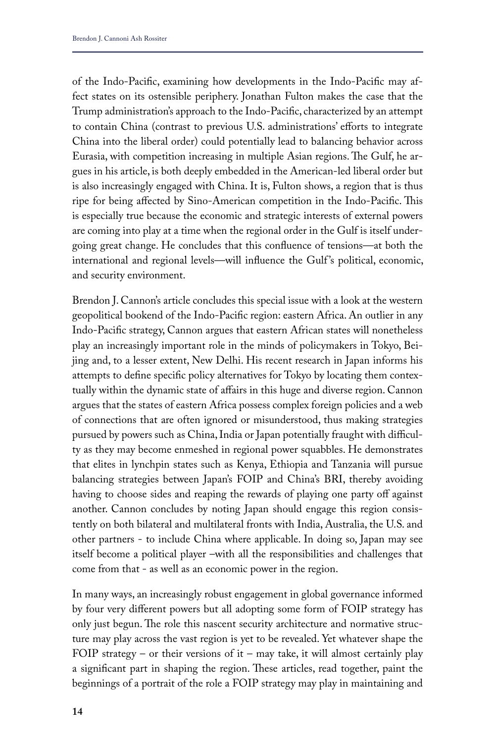of the Indo-Pacific, examining how developments in the Indo-Pacific may affect states on its ostensible periphery. Jonathan Fulton makes the case that the Trump administration's approach to the Indo-Pacific, characterized by an attempt to contain China (contrast to previous U.S. administrations' efforts to integrate China into the liberal order) could potentially lead to balancing behavior across Eurasia, with competition increasing in multiple Asian regions. The Gulf, he argues in his article, is both deeply embedded in the American-led liberal order but is also increasingly engaged with China. It is, Fulton shows, a region that is thus ripe for being affected by Sino-American competition in the Indo-Pacific. This is especially true because the economic and strategic interests of external powers are coming into play at a time when the regional order in the Gulf is itself undergoing great change. He concludes that this confluence of tensions—at both the international and regional levels—will influence the Gulf's political, economic, and security environment.

Brendon J. Cannon's article concludes this special issue with a look at the western geopolitical bookend of the Indo-Pacific region: eastern Africa. An outlier in any Indo-Pacific strategy, Cannon argues that eastern African states will nonetheless play an increasingly important role in the minds of policymakers in Tokyo, Beijing and, to a lesser extent, New Delhi. His recent research in Japan informs his attempts to define specific policy alternatives for Tokyo by locating them contextually within the dynamic state of affairs in this huge and diverse region. Cannon argues that the states of eastern Africa possess complex foreign policies and a web of connections that are often ignored or misunderstood, thus making strategies pursued by powers such as China, India or Japan potentially fraught with difficulty as they may become enmeshed in regional power squabbles. He demonstrates that elites in lynchpin states such as Kenya, Ethiopia and Tanzania will pursue balancing strategies between Japan's FOIP and China's BRI, thereby avoiding having to choose sides and reaping the rewards of playing one party off against another. Cannon concludes by noting Japan should engage this region consistently on both bilateral and multilateral fronts with India, Australia, the U.S. and other partners - to include China where applicable. In doing so, Japan may see itself become a political player –with all the responsibilities and challenges that come from that - as well as an economic power in the region.

In many ways, an increasingly robust engagement in global governance informed by four very different powers but all adopting some form of FOIP strategy has only just begun. The role this nascent security architecture and normative structure may play across the vast region is yet to be revealed. Yet whatever shape the FOIP strategy – or their versions of it – may take, it will almost certainly play a significant part in shaping the region. These articles, read together, paint the beginnings of a portrait of the role a FOIP strategy may play in maintaining and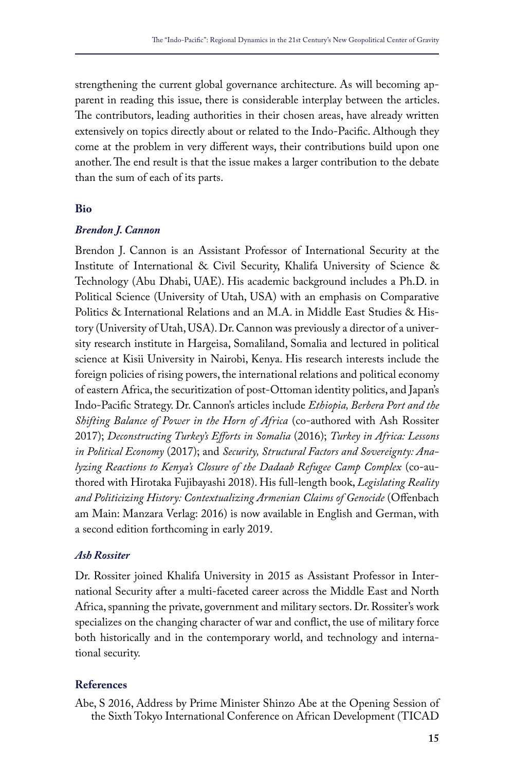strengthening the current global governance architecture. As will becoming apparent in reading this issue, there is considerable interplay between the articles. The contributors, leading authorities in their chosen areas, have already written extensively on topics directly about or related to the Indo-Pacific. Although they come at the problem in very different ways, their contributions build upon one another. The end result is that the issue makes a larger contribution to the debate than the sum of each of its parts.

## Bio

### *Brendon J. Cannon*

Brendon J. Cannon is an Assistant Professor of International Security at the Institute of International & Civil Security, Khalifa University of Science & Technology (Abu Dhabi, UAE). His academic background includes a Ph.D. in Political Science (University of Utah, USA) with an emphasis on Comparative Politics & International Relations and an M.A. in Middle East Studies & History (University of Utah, USA). Dr. Cannon was previously a director of a university research institute in Hargeisa, Somaliland, Somalia and lectured in political science at Kisii University in Nairobi, Kenya. His research interests include the foreign policies of rising powers, the international relations and political economy of eastern Africa, the securitization of post-Ottoman identity politics, and Japan's Indo-Pacific Strategy. Dr. Cannon's articles include *Ethiopia, Berbera Port and the Shifting Balance of Power in the Horn of Africa* (co-authored with Ash Rossiter 2017); *Deconstructing Turkey's Efforts in Somalia* (2016); *Turkey in Africa: Lessons in Political Economy* (2017); and *Security, Structural Factors and Sovereignty: Analyzing Reactions to Kenya's Closure of the Dadaab Refugee Camp Complex* (co-authored with Hirotaka Fujibayashi 2018). His full-length book, *Legislating Reality and Politicizing History: Contextualizing Armenian Claims of Genocide* (Offenbach am Main: Manzara Verlag: 2016) is now available in English and German, with a second edition forthcoming in early 2019.

### *Ash Rossiter*

Dr. Rossiter joined Khalifa University in 2015 as Assistant Professor in International Security after a multi-faceted career across the Middle East and North Africa, spanning the private, government and military sectors. Dr. Rossiter's work specializes on the changing character of war and conflict, the use of military force both historically and in the contemporary world, and technology and international security.

## References

Abe, S 2016, Address by Prime Minister Shinzo Abe at the Opening Session of the Sixth Tokyo International Conference on African Development (TICAD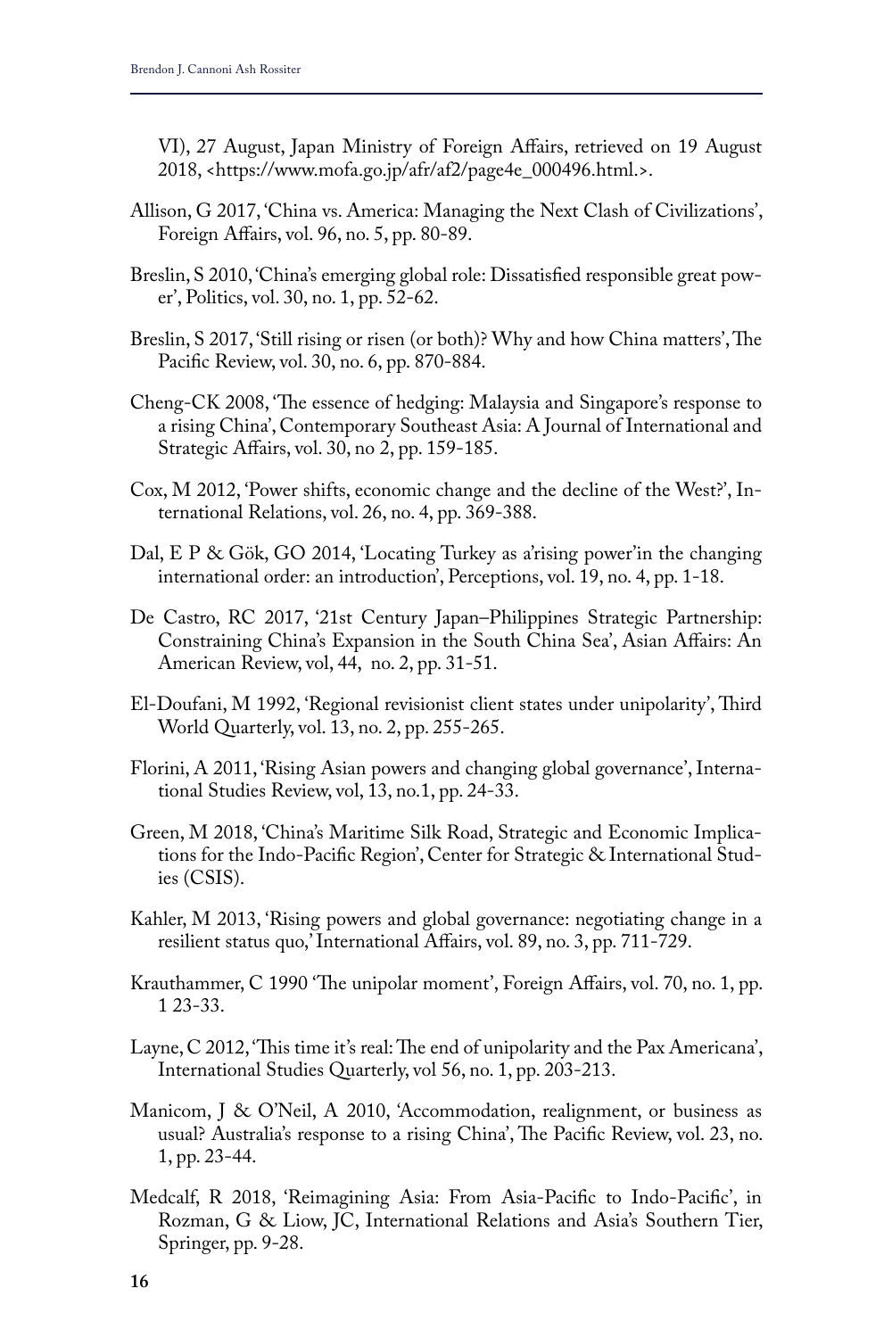VI), 27 August, Japan Ministry of Foreign Affairs, retrieved on 19 August 2018, <https://www.mofa.go.jp/afr/af2/page4e_000496.html.>.

Allison, G 2017, 'China vs. America: Managing the Next Clash of Civilizations', Foreign Affairs, vol. 96, no. 5, pp. 80-89.

Breslin, S 2010, 'China's emerging global role: Dissatisfied responsible great power', Politics, vol. 30, no. 1, pp. 52-62.

Breslin, S 2017, 'Still rising or risen (or both)? Why and how China matters', The Pacific Review, vol. 30, no. 6, pp. 870-884.

Cheng-CK 2008, 'The essence of hedging: Malaysia and Singapore's response to a rising China', Contemporary Southeast Asia: A Journal of International and Strategic Affairs, vol. 30, no 2, pp. 159-185.

Cox, M 2012, 'Power shifts, economic change and the decline of the West?', International Relations, vol. 26, no. 4, pp. 369-388.

Dal, E P & Gök, GO 2014, 'Locating Turkey as a'rising power'in the changing international order: an introduction', Perceptions, vol. 19, no. 4, pp. 1-18.

De Castro, RC 2017, '21st Century Japan–Philippines Strategic Partnership: Constraining China's Expansion in the South China Sea', Asian Affairs: An American Review, vol, 44, no. 2, pp. 31-51.

El-Doufani, M 1992, 'Regional revisionist client states under unipolarity', Third World Quarterly, vol. 13, no. 2, pp. 255-265.

Florini, A 2011, 'Rising Asian powers and changing global governance', International Studies Review, vol, 13, no.1, pp. 24-33.

Green, M 2018, 'China's Maritime Silk Road, Strategic and Economic Implications for the Indo-Pacific Region', Center for Strategic & International Studies (CSIS).

Kahler, M 2013, 'Rising powers and global governance: negotiating change in a resilient status quo,' International Affairs, vol. 89, no. 3, pp. 711-729.

Krauthammer, C 1990 'The unipolar moment', Foreign Affairs, vol. 70, no. 1, pp. 1 23-33.

Layne, C 2012, 'This time it's real: The end of unipolarity and the Pax Americana', International Studies Quarterly, vol 56, no. 1, pp. 203-213.

Manicom, J & O'Neil, A 2010, 'Accommodation, realignment, or business as usual? Australia's response to a rising China', The Pacific Review, vol. 23, no. 1, pp. 23-44.

Medcalf, R 2018, 'Reimagining Asia: From Asia-Pacific to Indo-Pacific', in Rozman, G & Liow, JC, International Relations and Asia's Southern Tier, Springer, pp. 9-28.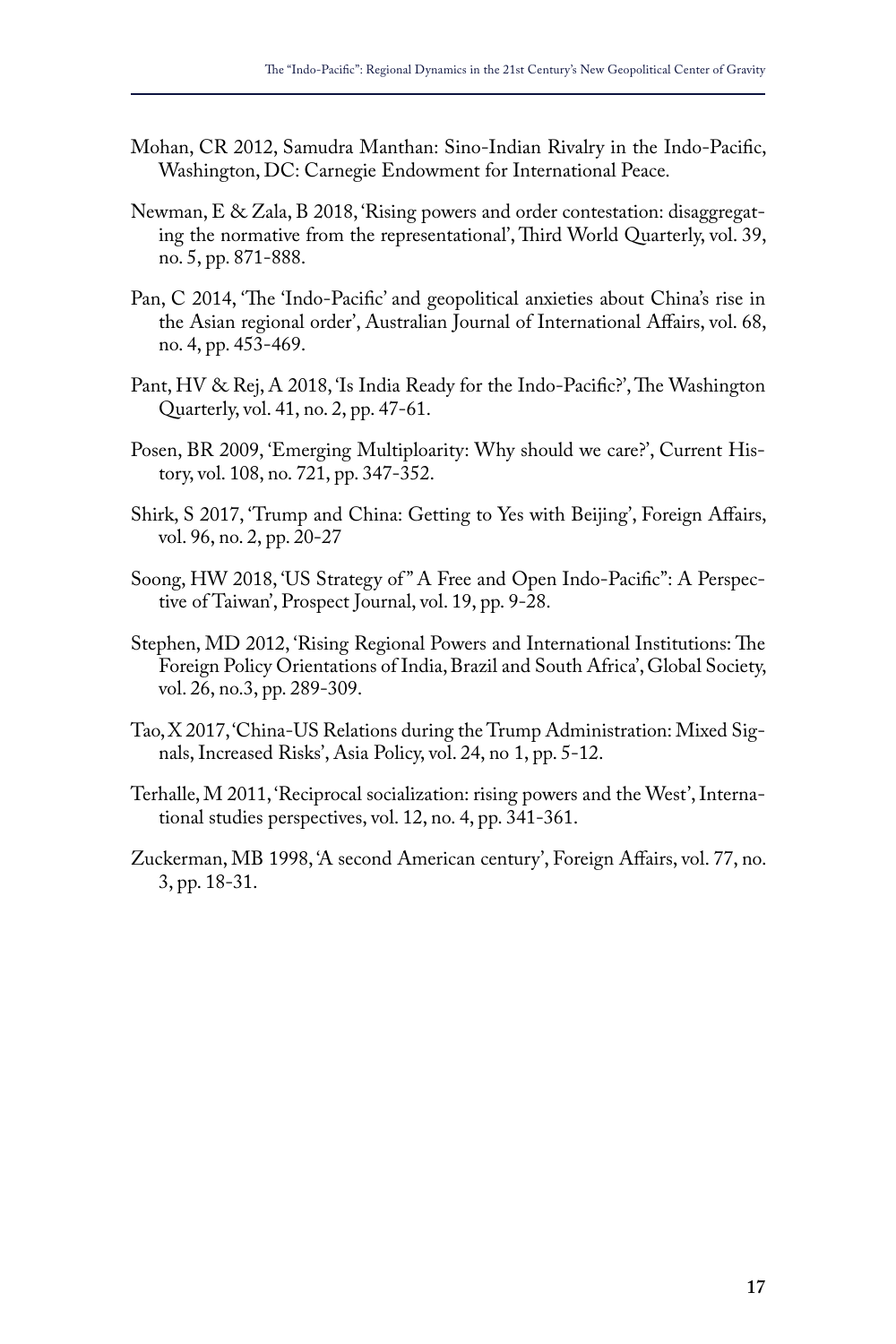Mohan, CR 2012, Samudra Manthan: Sino-Indian Rivalry in the Indo-Pacific, Washington, DC: Carnegie Endowment for International Peace.

Newman, E & Zala, B 2018, 'Rising powers and order contestation: disaggregating the normative from the representational', Third World Quarterly, vol. 39, no. 5, pp. 871-888.

Pan, C 2014, 'The 'Indo-Pacific' and geopolitical anxieties about China's rise in the Asian regional order', Australian Journal of International Affairs, vol. 68, no. 4, pp. 453-469.

Pant, HV & Rej, A 2018, 'Is India Ready for the Indo-Pacific?', The Washington Quarterly, vol. 41, no. 2, pp. 47-61.

Posen, BR 2009, 'Emerging Multiploarity: Why should we care?', Current History, vol. 108, no. 721, pp. 347-352.

Shirk, S 2017, 'Trump and China: Getting to Yes with Beijing', Foreign Affairs, vol. 96, no. 2, pp. 20-27

Soong, HW 2018, 'US Strategy of " A Free and Open Indo-Pacific": A Perspective of Taiwan', Prospect Journal, vol. 19, pp. 9-28.

Stephen, MD 2012, 'Rising Regional Powers and International Institutions: The Foreign Policy Orientations of India, Brazil and South Africa', Global Society, vol. 26, no.3, pp. 289-309.

Tao, X 2017, 'China-US Relations during the Trump Administration: Mixed Signals, Increased Risks', Asia Policy, vol. 24, no 1, pp. 5-12.

Terhalle, M 2011, 'Reciprocal socialization: rising powers and the West', International studies perspectives, vol. 12, no. 4, pp. 341-361.

Zuckerman, MB 1998, 'A second American century', Foreign Affairs, vol. 77, no. 3, pp. 18-31.